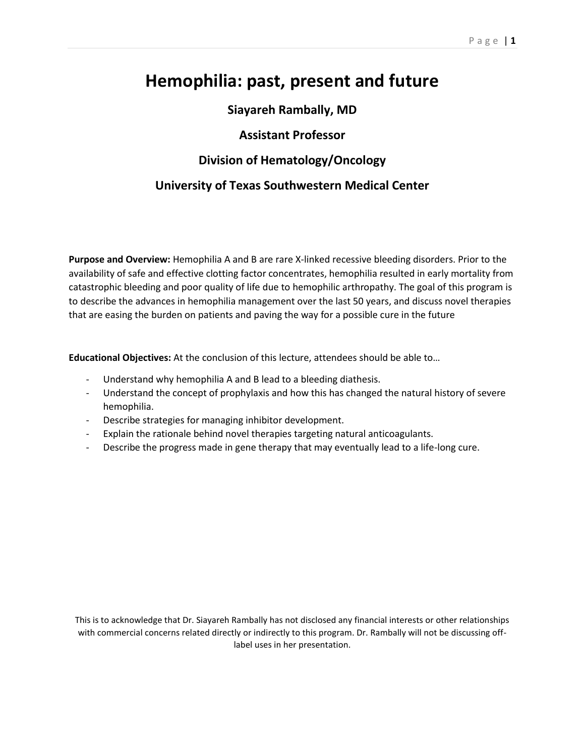# Hemophilia: past, present and future

**Siayareh Rambally, MD**

**Assistant Professor**

**Division of Hematology/Oncology**

**University of Texas Southwestern Medical Center**

**Purpose and Overview:** Hemophilia A and B are rare X-linked recessive bleeding disorders. Prior to the availability of safe and effective clotting factor concentrates, hemophilia resulted in early mortality from catastrophic bleeding and poor quality of life due to hemophilic arthropathy. The goal of this program is to describe the advances in hemophilia management over the last 50 years, and discuss novel therapies that are easing the burden on patients and paving the way for a possible cure in the future

**Educational Objectives:** At the conclusion of this lecture, attendees should be able to…

- Understand why hemophilia A and B lead to a bleeding diathesis.
- Understand the concept of prophylaxis and how this has changed the natural history of severe hemophilia.
- Describe strategies for managing inhibitor development.
- Explain the rationale behind novel therapies targeting natural anticoagulants.
- Describe the progress made in gene therapy that may eventually lead to a life-long cure.

This is to acknowledge that Dr. Siayareh Rambally has not disclosed any financial interests or other relationships with commercial concerns related directly or indirectly to this program. Dr. Rambally will not be discussing off-label uses in her presentation.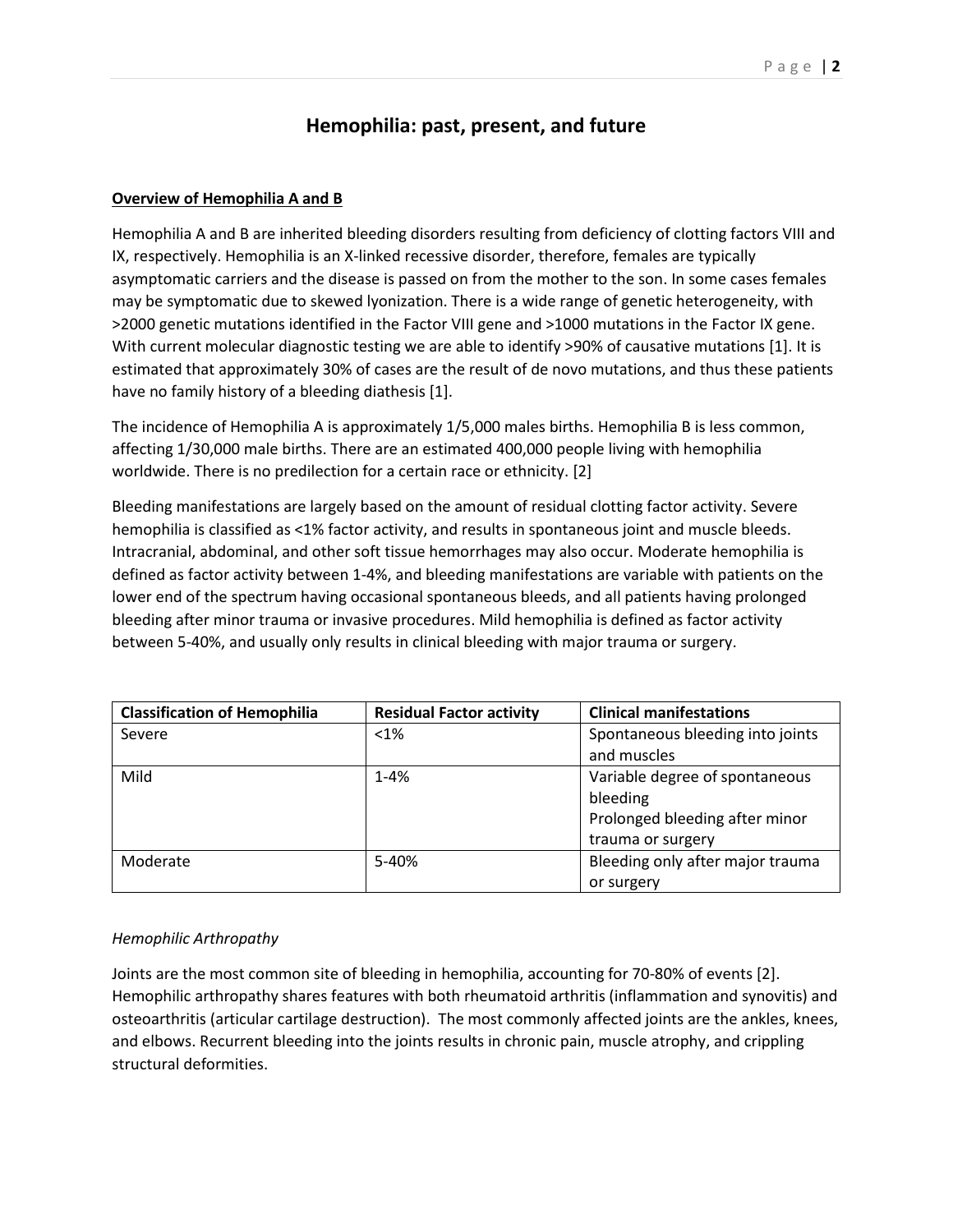# Hemophilia: past, present, and future

## Overview of Hemophilia A and B

Hemophilia A and B are inherited bleeding disorders resulting from deficiency of clotting factors VIII and IX, respectively. Hemophilia is an X-linked recessive disorder, therefore, females are typically asymptomatic carriers and the disease is passed on from the mother to the son. In some cases females may be symptomatic due to skewed lyonization. There is a wide range of genetic heterogeneity, with >2000 genetic mutations identified in the Factor VIII gene and >1000 mutations in the Factor IX gene. With current molecular diagnostic testing we are able to identify >90% of causative mutations [1]. It is estimated that approximately 30% of cases are the result of de novo mutations, and thus these patients have no family history of a bleeding diathesis [1].

The incidence of Hemophilia A is approximately 1/5,000 males births. Hemophilia B is less common, affecting 1/30,000 male births. There are an estimated 400,000 people living with hemophilia worldwide. There is no predilection for a certain race or ethnicity. [2]

Bleeding manifestations are largely based on the amount of residual clotting factor activity. Severe hemophilia is classified as <1% factor activity, and results in spontaneous joint and muscle bleeds. Intracranial, abdominal, and other soft tissue hemorrhages may also occur. Moderate hemophilia is defined as factor activity between 1-4%, and bleeding manifestations are variable with patients on the lower end of the spectrum having occasional spontaneous bleeds, and all patients having prolonged bleeding after minor trauma or invasive procedures. Mild hemophilia is defined as factor activity between 5-40%, and usually only results in clinical bleeding with major trauma or surgery.

| Classification of Hemophilia | Residual Factor activity | Clinical manifestations |
|---|---|---|
| Severe | <1% | Spontaneous bleeding into joints and muscles |
| Mild | 1-4% | Variable degree of spontaneous bleeding<br>Prolonged bleeding after minor trauma or surgery |
| Moderate | 5-40% | Bleeding only after major trauma or surgery |

*Hemophilic Arthropathy*

Joints are the most common site of bleeding in hemophilia, accounting for 70-80% of events [2]. Hemophilic arthropathy shares features with both rheumatoid arthritis (inflammation and synovitis) and osteoarthritis (articular cartilage destruction). The most commonly affected joints are the ankles, knees, and elbows. Recurrent bleeding into the joints results in chronic pain, muscle atrophy, and crippling structural deformities.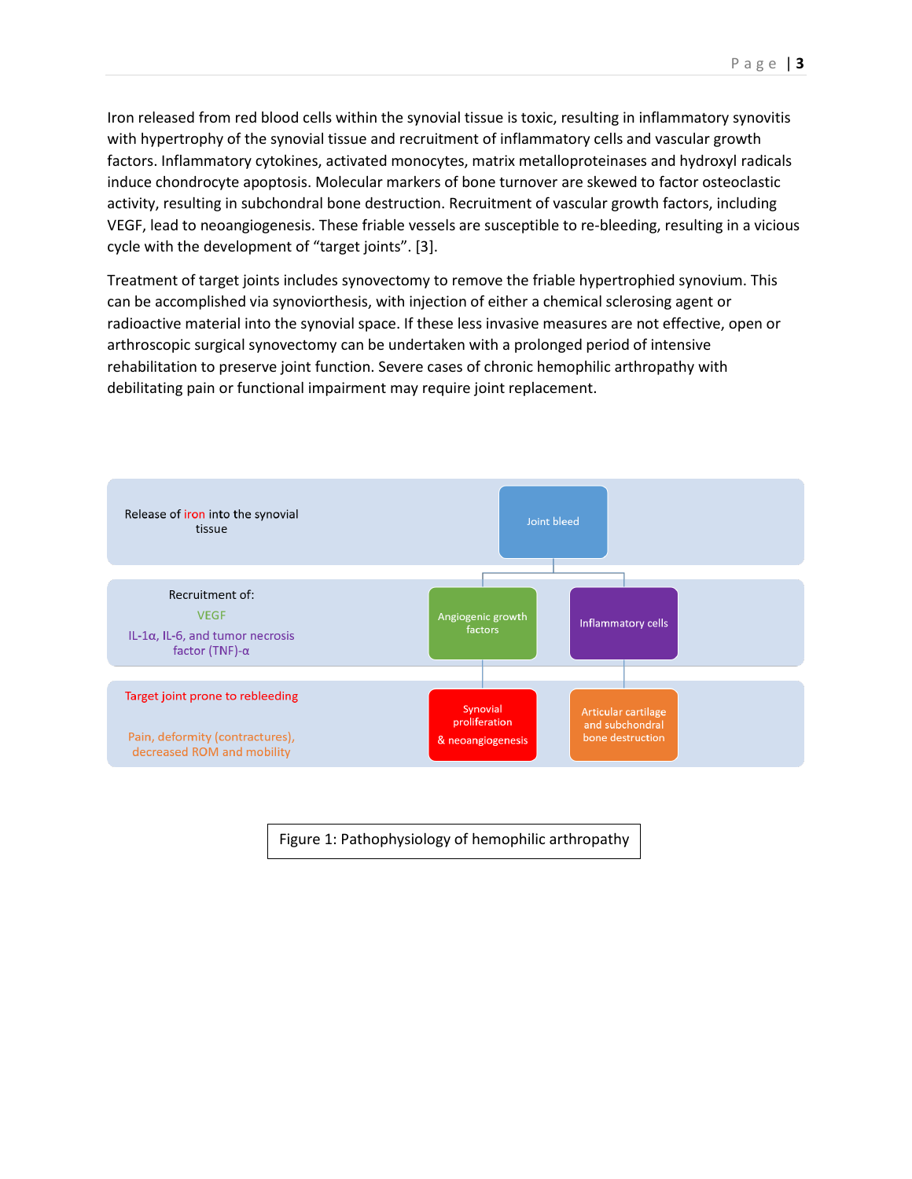Iron released from red blood cells within the synovial tissue is toxic, resulting in inflammatory synovitis with hypertrophy of the synovial tissue and recruitment of inflammatory cells and vascular growth factors. Inflammatory cytokines, activated monocytes, matrix metalloproteinases and hydroxyl radicals induce chondrocyte apoptosis. Molecular markers of bone turnover are skewed to factor osteoclastic activity, resulting in subchondral bone destruction. Recruitment of vascular growth factors, including VEGF, lead to neoangiogenesis. These friable vessels are susceptible to re-bleeding, resulting in a vicious cycle with the development of "target joints". [3].

Treatment of target joints includes synovectomy to remove the friable hypertrophied synovium. This can be accomplished via synoviorthesis, with injection of either a chemical sclerosing agent or radioactive material into the synovial space. If these less invasive measures are not effective, open or arthroscopic surgical synovectomy can be undertaken with a prolonged period of intensive rehabilitation to preserve joint function. Severe cases of chronic hemophilic arthropathy with debilitating pain or functional impairment may require joint replacement.

| Description | Pathway | |
|---|---|---|
| Release of iron into the synovial tissue | Joint bleed | |
| Recruitment of: VEGF; IL-1α, IL-6, and tumor necrosis factor (TNF)-α | Angiogenic growth factors | Inflammatory cells |
| Target joint prone to rebleeding; Pain, deformity (contractures), decreased ROM and mobility | Synovial proliferation & neoangiogenesis | Articular cartilage and subchondral bone destruction |

Figure 1: Pathophysiology of hemophilic arthropathy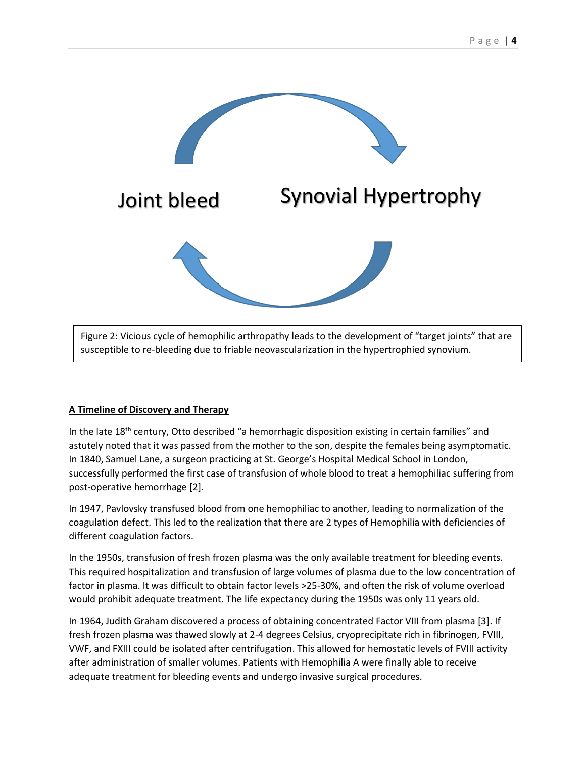Joint bleed

Synovial Hypertrophy

Figure 2: Vicious cycle of hemophilic arthropathy leads to the development of "target joints" that are susceptible to re-bleeding due to friable neovascularization in the hypertrophied synovium.

**A Timeline of Discovery and Therapy**

In the late 18th century, Otto described "a hemorrhagic disposition existing in certain families" and astutely noted that it was passed from the mother to the son, despite the females being asymptomatic. In 1840, Samuel Lane, a surgeon practicing at St. George's Hospital Medical School in London, successfully performed the first case of transfusion of whole blood to treat a hemophiliac suffering from post-operative hemorrhage [2].

In 1947, Pavlovsky transfused blood from one hemophiliac to another, leading to normalization of the coagulation defect. This led to the realization that there are 2 types of Hemophilia with deficiencies of different coagulation factors.

In the 1950s, transfusion of fresh frozen plasma was the only available treatment for bleeding events. This required hospitalization and transfusion of large volumes of plasma due to the low concentration of factor in plasma. It was difficult to obtain factor levels >25-30%, and often the risk of volume overload would prohibit adequate treatment. The life expectancy during the 1950s was only 11 years old.

In 1964, Judith Graham discovered a process of obtaining concentrated Factor VIII from plasma [3]. If fresh frozen plasma was thawed slowly at 2-4 degrees Celsius, cryoprecipitate rich in fibrinogen, FVIII, VWF, and FXIII could be isolated after centrifugation. This allowed for hemostatic levels of FVIII activity after administration of smaller volumes. Patients with Hemophilia A were finally able to receive adequate treatment for bleeding events and undergo invasive surgical procedures.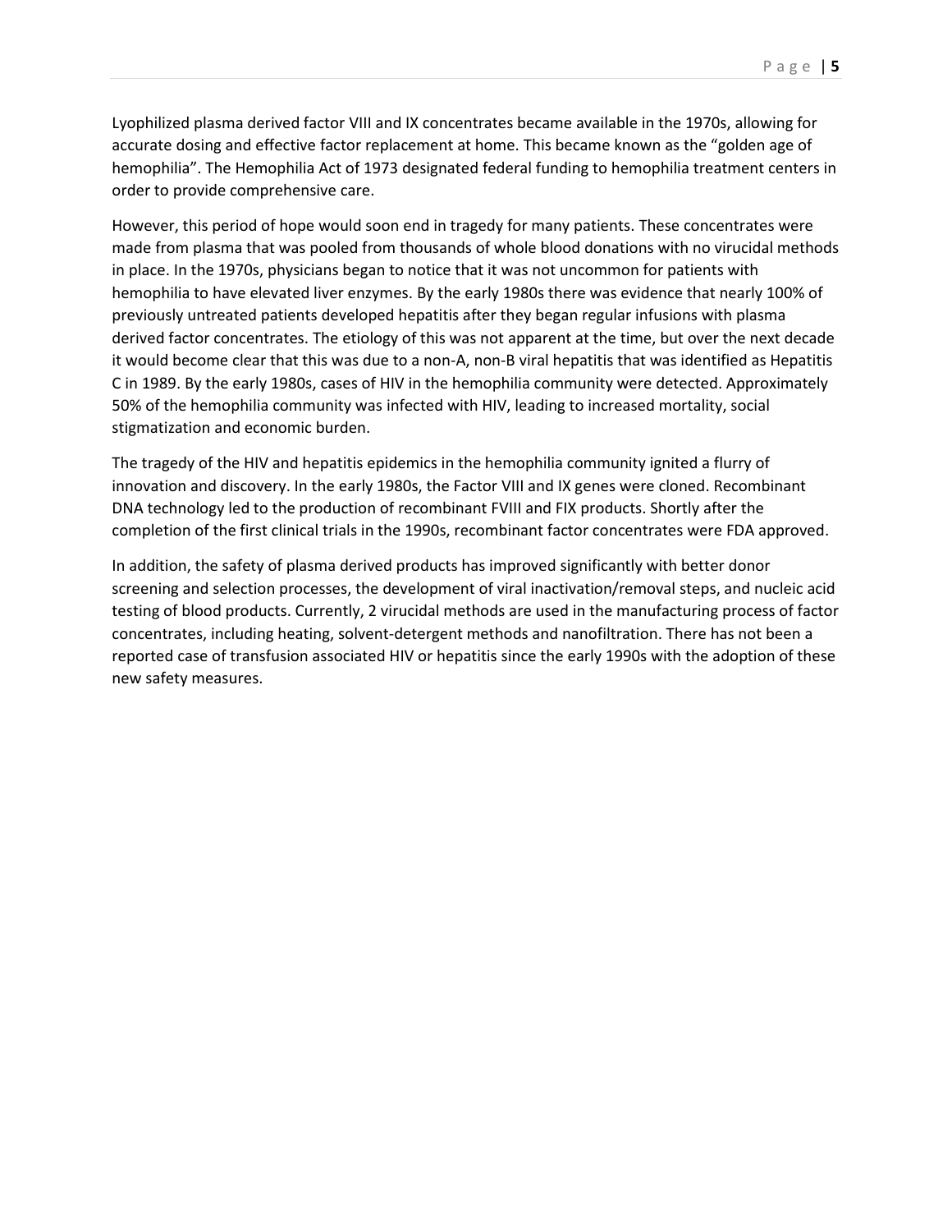Lyophilized plasma derived factor VIII and IX concentrates became available in the 1970s, allowing for accurate dosing and effective factor replacement at home. This became known as the "golden age of hemophilia". The Hemophilia Act of 1973 designated federal funding to hemophilia treatment centers in order to provide comprehensive care.

However, this period of hope would soon end in tragedy for many patients. These concentrates were made from plasma that was pooled from thousands of whole blood donations with no virucidal methods in place. In the 1970s, physicians began to notice that it was not uncommon for patients with hemophilia to have elevated liver enzymes. By the early 1980s there was evidence that nearly 100% of previously untreated patients developed hepatitis after they began regular infusions with plasma derived factor concentrates. The etiology of this was not apparent at the time, but over the next decade it would become clear that this was due to a non-A, non-B viral hepatitis that was identified as Hepatitis C in 1989. By the early 1980s, cases of HIV in the hemophilia community were detected. Approximately 50% of the hemophilia community was infected with HIV, leading to increased mortality, social stigmatization and economic burden.

The tragedy of the HIV and hepatitis epidemics in the hemophilia community ignited a flurry of innovation and discovery. In the early 1980s, the Factor VIII and IX genes were cloned. Recombinant DNA technology led to the production of recombinant FVIII and FIX products. Shortly after the completion of the first clinical trials in the 1990s, recombinant factor concentrates were FDA approved.

In addition, the safety of plasma derived products has improved significantly with better donor screening and selection processes, the development of viral inactivation/removal steps, and nucleic acid testing of blood products. Currently, 2 virucidal methods are used in the manufacturing process of factor concentrates, including heating, solvent-detergent methods and nanofiltration. There has not been a reported case of transfusion associated HIV or hepatitis since the early 1990s with the adoption of these new safety measures.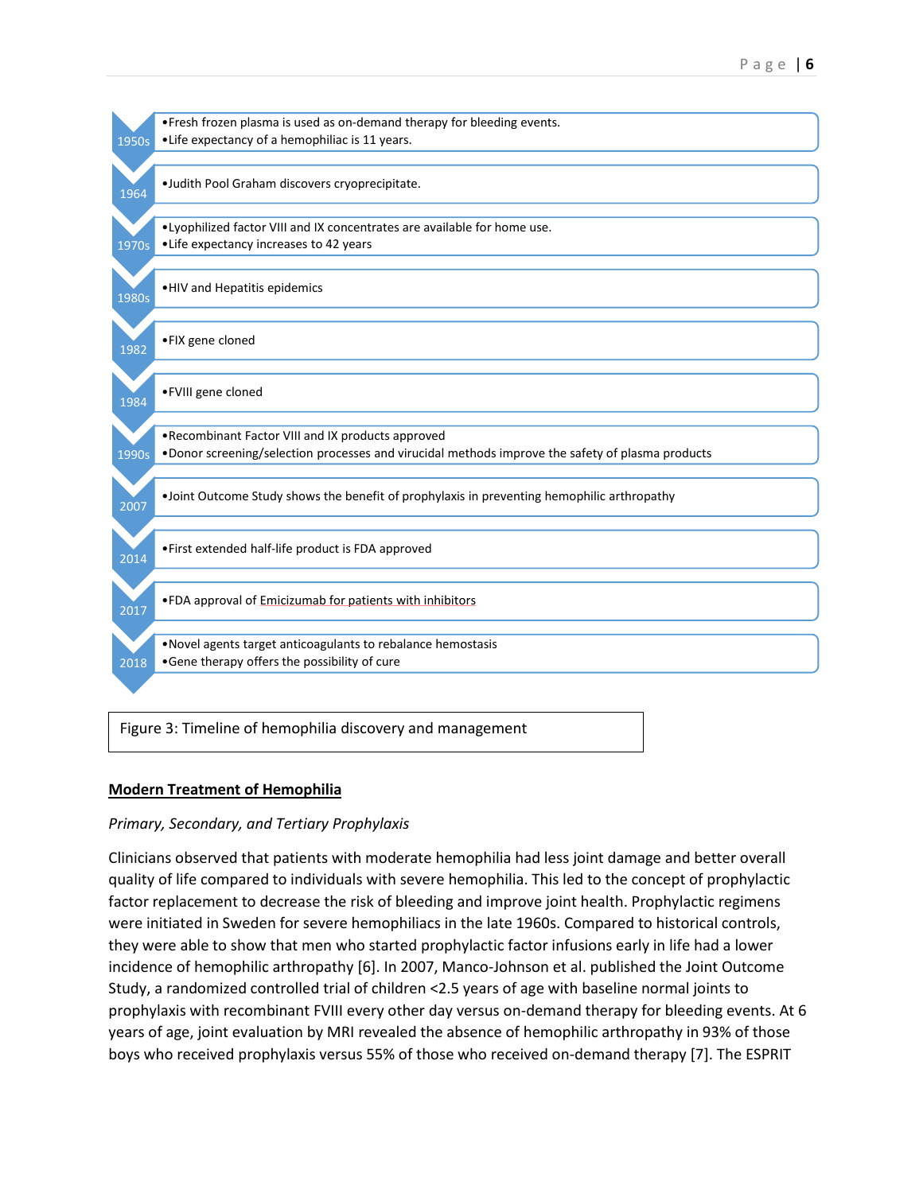| | |
|---|---|
| 1950s | • Fresh frozen plasma is used as on-demand therapy for bleeding events.<br>• Life expectancy of a hemophiliac is 11 years. |
| 1964 | • Judith Pool Graham discovers cryoprecipitate. |
| 1970s | • Lyophilized factor VIII and IX concentrates are available for home use.<br>• Life expectancy increases to 42 years |
| 1980s | • HIV and Hepatitis epidemics |
| 1982 | • FIX gene cloned |
| 1984 | • FVIII gene cloned |
| 1990s | • Recombinant Factor VIII and IX products approved<br>• Donor screening/selection processes and virucidal methods improve the safety of plasma products |
| 2007 | • Joint Outcome Study shows the benefit of prophylaxis in preventing hemophilic arthropathy |
| 2014 | • First extended half-life product is FDA approved |
| 2017 | • FDA approval of Emicizumab for patients with inhibitors |
| 2018 | • Novel agents target anticoagulants to rebalance hemostasis<br>• Gene therapy offers the possibility of cure |

Figure 3: Timeline of hemophilia discovery and management

## Modern Treatment of Hemophilia

*Primary, Secondary, and Tertiary Prophylaxis*

Clinicians observed that patients with moderate hemophilia had less joint damage and better overall quality of life compared to individuals with severe hemophilia. This led to the concept of prophylactic factor replacement to decrease the risk of bleeding and improve joint health. Prophylactic regimens were initiated in Sweden for severe hemophiliacs in the late 1960s. Compared to historical controls, they were able to show that men who started prophylactic factor infusions early in life had a lower incidence of hemophilic arthropathy [6]. In 2007, Manco-Johnson et al. published the Joint Outcome Study, a randomized controlled trial of children <2.5 years of age with baseline normal joints to prophylaxis with recombinant FVIII every other day versus on-demand therapy for bleeding events. At 6 years of age, joint evaluation by MRI revealed the absence of hemophilic arthropathy in 93% of those boys who received prophylaxis versus 55% of those who received on-demand therapy [7]. The ESPRIT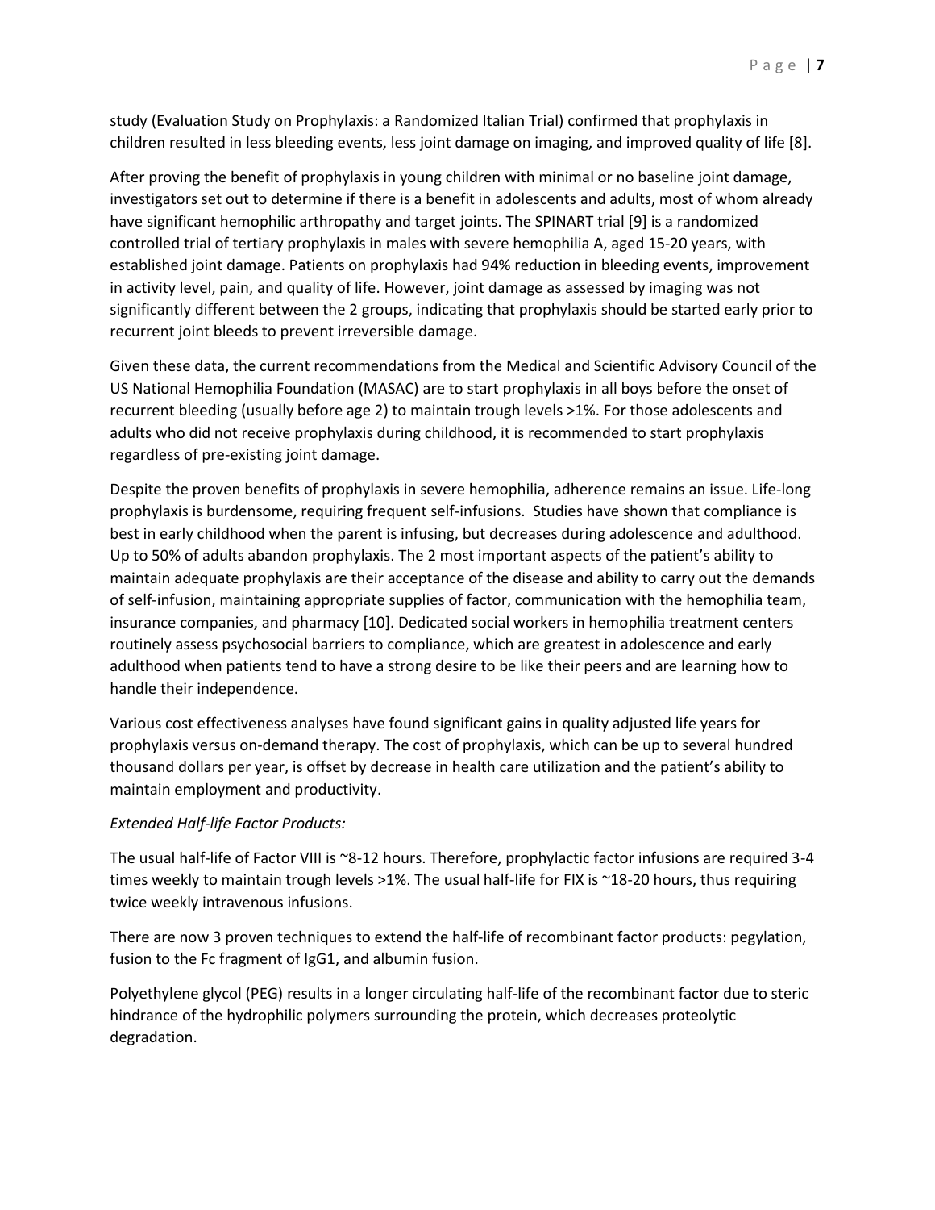study (Evaluation Study on Prophylaxis: a Randomized Italian Trial) confirmed that prophylaxis in children resulted in less bleeding events, less joint damage on imaging, and improved quality of life [8].

After proving the benefit of prophylaxis in young children with minimal or no baseline joint damage, investigators set out to determine if there is a benefit in adolescents and adults, most of whom already have significant hemophilic arthropathy and target joints. The SPINART trial [9] is a randomized controlled trial of tertiary prophylaxis in males with severe hemophilia A, aged 15-20 years, with established joint damage. Patients on prophylaxis had 94% reduction in bleeding events, improvement in activity level, pain, and quality of life. However, joint damage as assessed by imaging was not significantly different between the 2 groups, indicating that prophylaxis should be started early prior to recurrent joint bleeds to prevent irreversible damage.

Given these data, the current recommendations from the Medical and Scientific Advisory Council of the US National Hemophilia Foundation (MASAC) are to start prophylaxis in all boys before the onset of recurrent bleeding (usually before age 2) to maintain trough levels >1%. For those adolescents and adults who did not receive prophylaxis during childhood, it is recommended to start prophylaxis regardless of pre-existing joint damage.

Despite the proven benefits of prophylaxis in severe hemophilia, adherence remains an issue. Life-long prophylaxis is burdensome, requiring frequent self-infusions. Studies have shown that compliance is best in early childhood when the parent is infusing, but decreases during adolescence and adulthood. Up to 50% of adults abandon prophylaxis. The 2 most important aspects of the patient's ability to maintain adequate prophylaxis are their acceptance of the disease and ability to carry out the demands of self-infusion, maintaining appropriate supplies of factor, communication with the hemophilia team, insurance companies, and pharmacy [10]. Dedicated social workers in hemophilia treatment centers routinely assess psychosocial barriers to compliance, which are greatest in adolescence and early adulthood when patients tend to have a strong desire to be like their peers and are learning how to handle their independence.

Various cost effectiveness analyses have found significant gains in quality adjusted life years for prophylaxis versus on-demand therapy. The cost of prophylaxis, which can be up to several hundred thousand dollars per year, is offset by decrease in health care utilization and the patient's ability to maintain employment and productivity.

*Extended Half-life Factor Products:*

The usual half-life of Factor VIII is ~8-12 hours. Therefore, prophylactic factor infusions are required 3-4 times weekly to maintain trough levels >1%. The usual half-life for FIX is ~18-20 hours, thus requiring twice weekly intravenous infusions.

There are now 3 proven techniques to extend the half-life of recombinant factor products: pegylation, fusion to the Fc fragment of IgG1, and albumin fusion.

Polyethylene glycol (PEG) results in a longer circulating half-life of the recombinant factor due to steric hindrance of the hydrophilic polymers surrounding the protein, which decreases proteolytic degradation.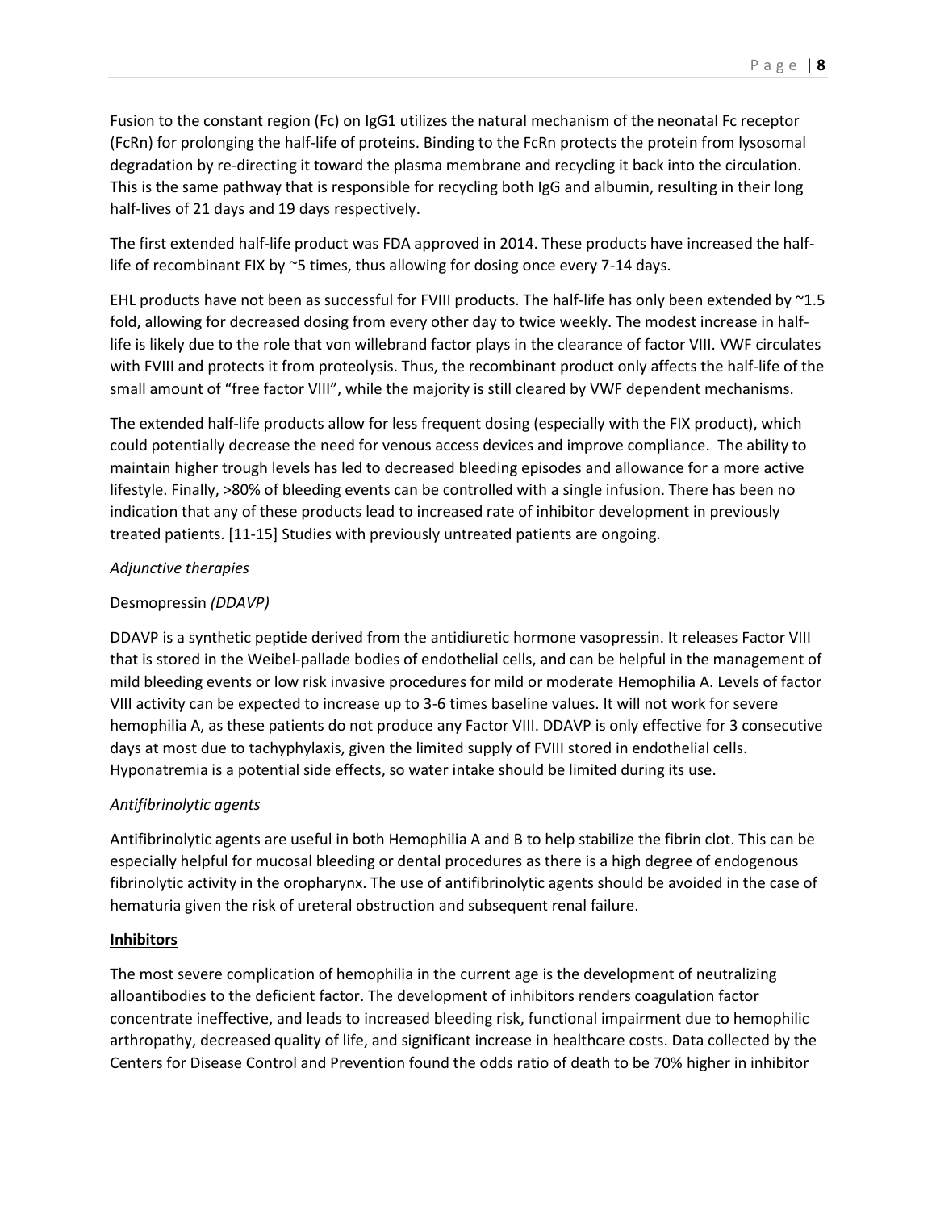Fusion to the constant region (Fc) on IgG1 utilizes the natural mechanism of the neonatal Fc receptor (FcRn) for prolonging the half-life of proteins. Binding to the FcRn protects the protein from lysosomal degradation by re-directing it toward the plasma membrane and recycling it back into the circulation. This is the same pathway that is responsible for recycling both IgG and albumin, resulting in their long half-lives of 21 days and 19 days respectively.

The first extended half-life product was FDA approved in 2014. These products have increased the half-life of recombinant FIX by ~5 times, thus allowing for dosing once every 7-14 days.

EHL products have not been as successful for FVIII products. The half-life has only been extended by ~1.5 fold, allowing for decreased dosing from every other day to twice weekly. The modest increase in half-life is likely due to the role that von willebrand factor plays in the clearance of factor VIII. VWF circulates with FVIII and protects it from proteolysis. Thus, the recombinant product only affects the half-life of the small amount of "free factor VIII", while the majority is still cleared by VWF dependent mechanisms.

The extended half-life products allow for less frequent dosing (especially with the FIX product), which could potentially decrease the need for venous access devices and improve compliance. The ability to maintain higher trough levels has led to decreased bleeding episodes and allowance for a more active lifestyle. Finally, >80% of bleeding events can be controlled with a single infusion. There has been no indication that any of these products lead to increased rate of inhibitor development in previously treated patients. [11-15] Studies with previously untreated patients are ongoing.

*Adjunctive therapies*

Desmopressin *(DDAVP)*

DDAVP is a synthetic peptide derived from the antidiuretic hormone vasopressin. It releases Factor VIII that is stored in the Weibel-pallade bodies of endothelial cells, and can be helpful in the management of mild bleeding events or low risk invasive procedures for mild or moderate Hemophilia A. Levels of factor VIII activity can be expected to increase up to 3-6 times baseline values. It will not work for severe hemophilia A, as these patients do not produce any Factor VIII. DDAVP is only effective for 3 consecutive days at most due to tachyphylaxis, given the limited supply of FVIII stored in endothelial cells. Hyponatremia is a potential side effects, so water intake should be limited during its use.

*Antifibrinolytic agents*

Antifibrinolytic agents are useful in both Hemophilia A and B to help stabilize the fibrin clot. This can be especially helpful for mucosal bleeding or dental procedures as there is a high degree of endogenous fibrinolytic activity in the oropharynx. The use of antifibrinolytic agents should be avoided in the case of hematuria given the risk of ureteral obstruction and subsequent renal failure.

**Inhibitors**

The most severe complication of hemophilia in the current age is the development of neutralizing alloantibodies to the deficient factor. The development of inhibitors renders coagulation factor concentrate ineffective, and leads to increased bleeding risk, functional impairment due to hemophilic arthropathy, decreased quality of life, and significant increase in healthcare costs. Data collected by the Centers for Disease Control and Prevention found the odds ratio of death to be 70% higher in inhibitor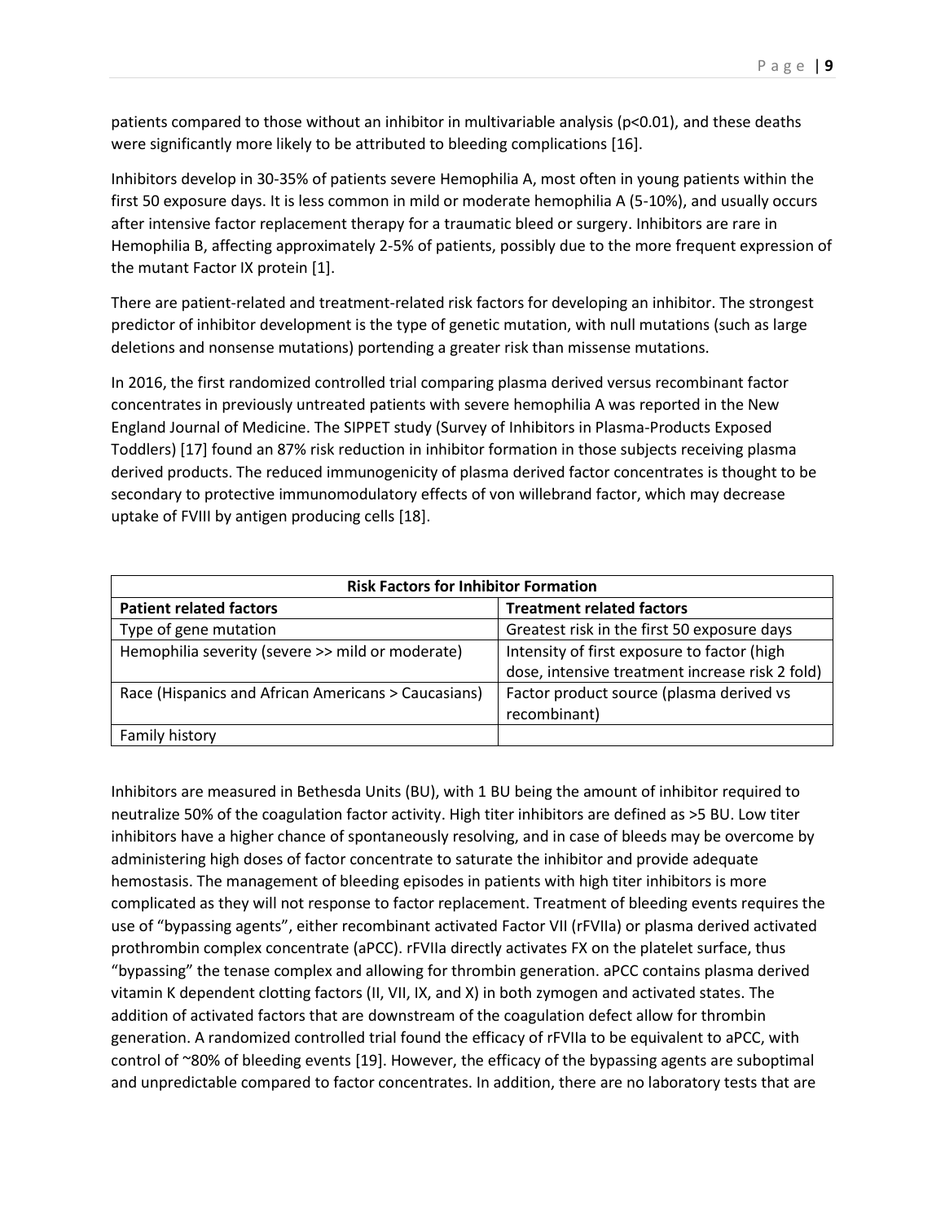patients compared to those without an inhibitor in multivariable analysis ($p<0.01$), and these deaths were significantly more likely to be attributed to bleeding complications [16].

Inhibitors develop in 30-35% of patients severe Hemophilia A, most often in young patients within the first 50 exposure days. It is less common in mild or moderate hemophilia A (5-10%), and usually occurs after intensive factor replacement therapy for a traumatic bleed or surgery. Inhibitors are rare in Hemophilia B, affecting approximately 2-5% of patients, possibly due to the more frequent expression of the mutant Factor IX protein [1].

There are patient-related and treatment-related risk factors for developing an inhibitor. The strongest predictor of inhibitor development is the type of genetic mutation, with null mutations (such as large deletions and nonsense mutations) portending a greater risk than missense mutations.

In 2016, the first randomized controlled trial comparing plasma derived versus recombinant factor concentrates in previously untreated patients with severe hemophilia A was reported in the New England Journal of Medicine. The SIPPET study (Survey of Inhibitors in Plasma-Products Exposed Toddlers) [17] found an 87% risk reduction in inhibitor formation in those subjects receiving plasma derived products. The reduced immunogenicity of plasma derived factor concentrates is thought to be secondary to protective immunomodulatory effects of von willebrand factor, which may decrease uptake of FVIII by antigen producing cells [18].

| **Risk Factors for Inhibitor Formation** | |
|---|---|
| **Patient related factors** | **Treatment related factors** |
| Type of gene mutation | Greatest risk in the first 50 exposure days |
| Hemophilia severity (severe >> mild or moderate) | Intensity of first exposure to factor (high dose, intensive treatment increase risk 2 fold) |
| Race (Hispanics and African Americans > Caucasians) | Factor product source (plasma derived vs recombinant) |
| Family history | |

Inhibitors are measured in Bethesda Units (BU), with 1 BU being the amount of inhibitor required to neutralize 50% of the coagulation factor activity. High titer inhibitors are defined as >5 BU. Low titer inhibitors have a higher chance of spontaneously resolving, and in case of bleeds may be overcome by administering high doses of factor concentrate to saturate the inhibitor and provide adequate hemostasis. The management of bleeding episodes in patients with high titer inhibitors is more complicated as they will not response to factor replacement. Treatment of bleeding events requires the use of "bypassing agents", either recombinant activated Factor VII (rFVIIa) or plasma derived activated prothrombin complex concentrate (aPCC). rFVIIa directly activates FX on the platelet surface, thus "bypassing" the tenase complex and allowing for thrombin generation. aPCC contains plasma derived vitamin K dependent clotting factors (II, VII, IX, and X) in both zymogen and activated states. The addition of activated factors that are downstream of the coagulation defect allow for thrombin generation. A randomized controlled trial found the efficacy of rFVIIa to be equivalent to aPCC, with control of ~80% of bleeding events [19]. However, the efficacy of the bypassing agents are suboptimal and unpredictable compared to factor concentrates. In addition, there are no laboratory tests that are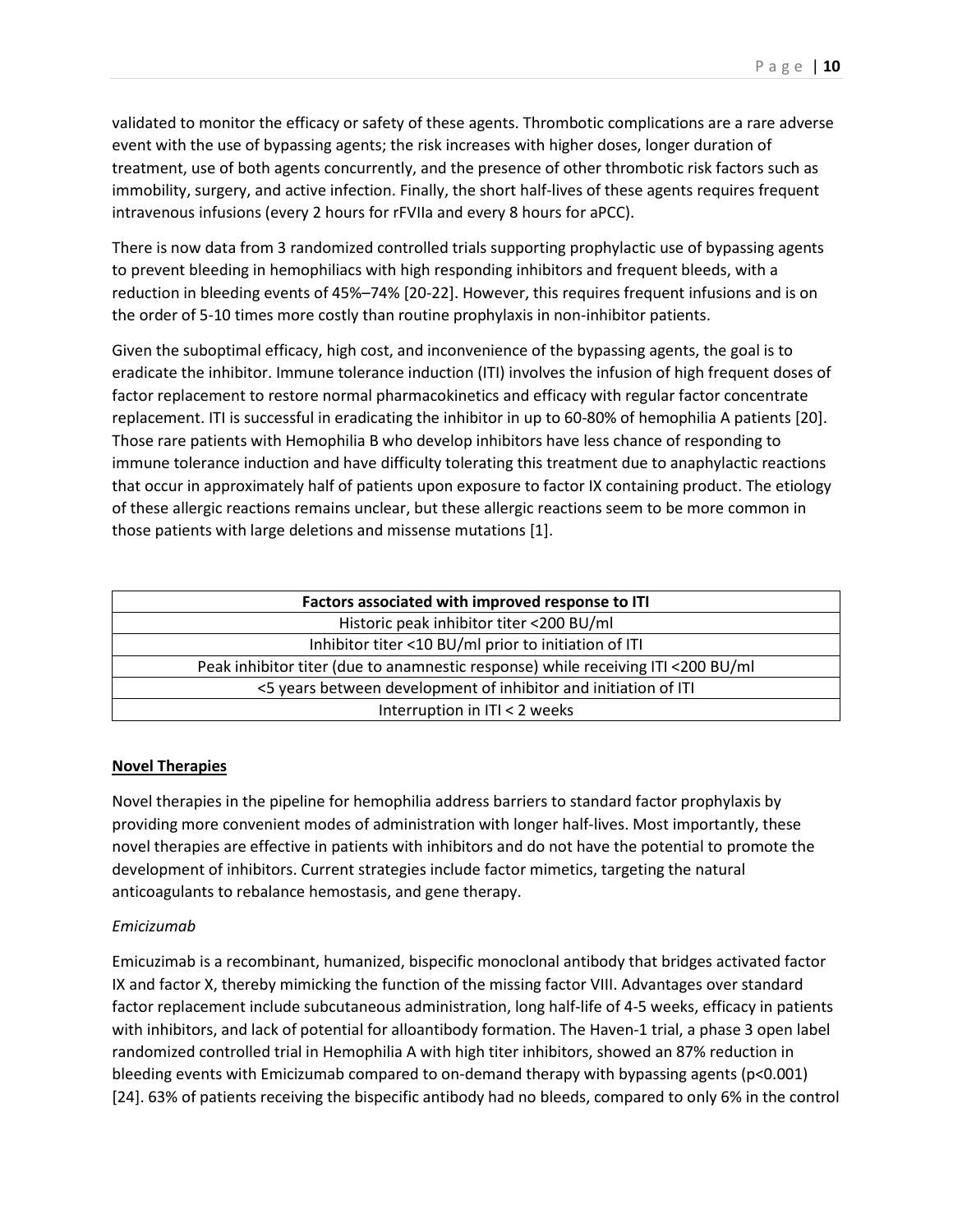validated to monitor the efficacy or safety of these agents. Thrombotic complications are a rare adverse event with the use of bypassing agents; the risk increases with higher doses, longer duration of treatment, use of both agents concurrently, and the presence of other thrombotic risk factors such as immobility, surgery, and active infection. Finally, the short half-lives of these agents requires frequent intravenous infusions (every 2 hours for rFVIIa and every 8 hours for aPCC).

There is now data from 3 randomized controlled trials supporting prophylactic use of bypassing agents to prevent bleeding in hemophiliacs with high responding inhibitors and frequent bleeds, with a reduction in bleeding events of 45%–74% [20-22]. However, this requires frequent infusions and is on the order of 5-10 times more costly than routine prophylaxis in non-inhibitor patients.

Given the suboptimal efficacy, high cost, and inconvenience of the bypassing agents, the goal is to eradicate the inhibitor. Immune tolerance induction (ITI) involves the infusion of high frequent doses of factor replacement to restore normal pharmacokinetics and efficacy with regular factor concentrate replacement. ITI is successful in eradicating the inhibitor in up to 60-80% of hemophilia A patients [20]. Those rare patients with Hemophilia B who develop inhibitors have less chance of responding to immune tolerance induction and have difficulty tolerating this treatment due to anaphylactic reactions that occur in approximately half of patients upon exposure to factor IX containing product. The etiology of these allergic reactions remains unclear, but these allergic reactions seem to be more common in those patients with large deletions and missense mutations [1].

| Factors associated with improved response to ITI |
| --- |
| Historic peak inhibitor titer <200 BU/ml |
| Inhibitor titer <10 BU/ml prior to initiation of ITI |
| Peak inhibitor titer (due to anamnestic response) while receiving ITI <200 BU/ml |
| <5 years between development of inhibitor and initiation of ITI |
| Interruption in ITI < 2 weeks |

## Novel Therapies

Novel therapies in the pipeline for hemophilia address barriers to standard factor prophylaxis by providing more convenient modes of administration with longer half-lives. Most importantly, these novel therapies are effective in patients with inhibitors and do not have the potential to promote the development of inhibitors. Current strategies include factor mimetics, targeting the natural anticoagulants to rebalance hemostasis, and gene therapy.

### *Emicizumab*

Emicuzimab is a recombinant, humanized, bispecific monoclonal antibody that bridges activated factor IX and factor X, thereby mimicking the function of the missing factor VIII. Advantages over standard factor replacement include subcutaneous administration, long half-life of 4-5 weeks, efficacy in patients with inhibitors, and lack of potential for alloantibody formation. The Haven-1 trial, a phase 3 open label randomized controlled trial in Hemophilia A with high titer inhibitors, showed an 87% reduction in bleeding events with Emicizumab compared to on-demand therapy with bypassing agents ($p<0.001$) [24]. 63% of patients receiving the bispecific antibody had no bleeds, compared to only 6% in the control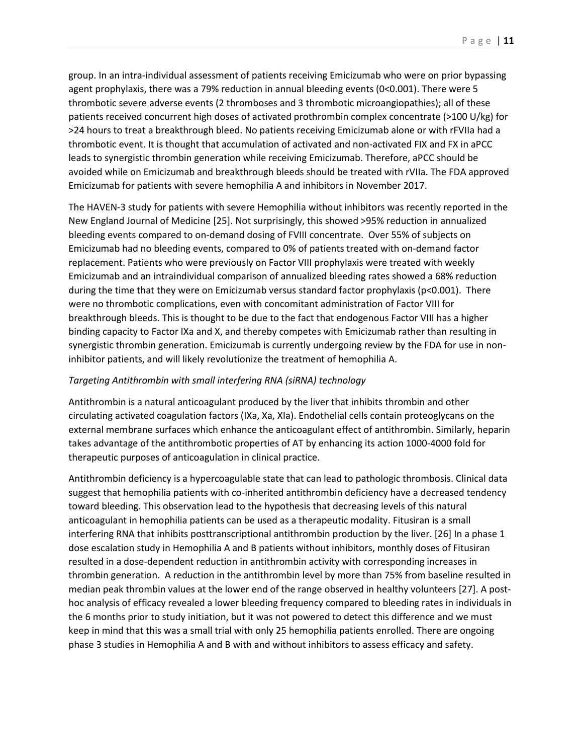group. In an intra-individual assessment of patients receiving Emicizumab who were on prior bypassing agent prophylaxis, there was a 79% reduction in annual bleeding events (0<0.001). There were 5 thrombotic severe adverse events (2 thromboses and 3 thrombotic microangiopathies); all of these patients received concurrent high doses of activated prothrombin complex concentrate (>100 U/kg) for >24 hours to treat a breakthrough bleed. No patients receiving Emicizumab alone or with rFVIIa had a thrombotic event. It is thought that accumulation of activated and non-activated FIX and FX in aPCC leads to synergistic thrombin generation while receiving Emicizumab. Therefore, aPCC should be avoided while on Emicizumab and breakthrough bleeds should be treated with rVIIa. The FDA approved Emicizumab for patients with severe hemophilia A and inhibitors in November 2017.

The HAVEN-3 study for patients with severe Hemophilia without inhibitors was recently reported in the New England Journal of Medicine [25]. Not surprisingly, this showed >95% reduction in annualized bleeding events compared to on-demand dosing of FVIII concentrate. Over 55% of subjects on Emicizumab had no bleeding events, compared to 0% of patients treated with on-demand factor replacement. Patients who were previously on Factor VIII prophylaxis were treated with weekly Emicizumab and an intraindividual comparison of annualized bleeding rates showed a 68% reduction during the time that they were on Emicizumab versus standard factor prophylaxis ($p<0.001$). There were no thrombotic complications, even with concomitant administration of Factor VIII for breakthrough bleeds. This is thought to be due to the fact that endogenous Factor VIII has a higher binding capacity to Factor IXa and X, and thereby competes with Emicizumab rather than resulting in synergistic thrombin generation. Emicizumab is currently undergoing review by the FDA for use in non-inhibitor patients, and will likely revolutionize the treatment of hemophilia A.

*Targeting Antithrombin with small interfering RNA (siRNA) technology*

Antithrombin is a natural anticoagulant produced by the liver that inhibits thrombin and other circulating activated coagulation factors (IXa, Xa, XIa). Endothelial cells contain proteoglycans on the external membrane surfaces which enhance the anticoagulant effect of antithrombin. Similarly, heparin takes advantage of the antithrombotic properties of AT by enhancing its action 1000-4000 fold for therapeutic purposes of anticoagulation in clinical practice.

Antithrombin deficiency is a hypercoagulable state that can lead to pathologic thrombosis. Clinical data suggest that hemophilia patients with co-inherited antithrombin deficiency have a decreased tendency toward bleeding. This observation lead to the hypothesis that decreasing levels of this natural anticoagulant in hemophilia patients can be used as a therapeutic modality. Fitusiran is a small interfering RNA that inhibits posttranscriptional antithrombin production by the liver. [26] In a phase 1 dose escalation study in Hemophilia A and B patients without inhibitors, monthly doses of Fitusiran resulted in a dose-dependent reduction in antithrombin activity with corresponding increases in thrombin generation. A reduction in the antithrombin level by more than 75% from baseline resulted in median peak thrombin values at the lower end of the range observed in healthy volunteers [27]. A post-hoc analysis of efficacy revealed a lower bleeding frequency compared to bleeding rates in individuals in the 6 months prior to study initiation, but it was not powered to detect this difference and we must keep in mind that this was a small trial with only 25 hemophilia patients enrolled. There are ongoing phase 3 studies in Hemophilia A and B with and without inhibitors to assess efficacy and safety.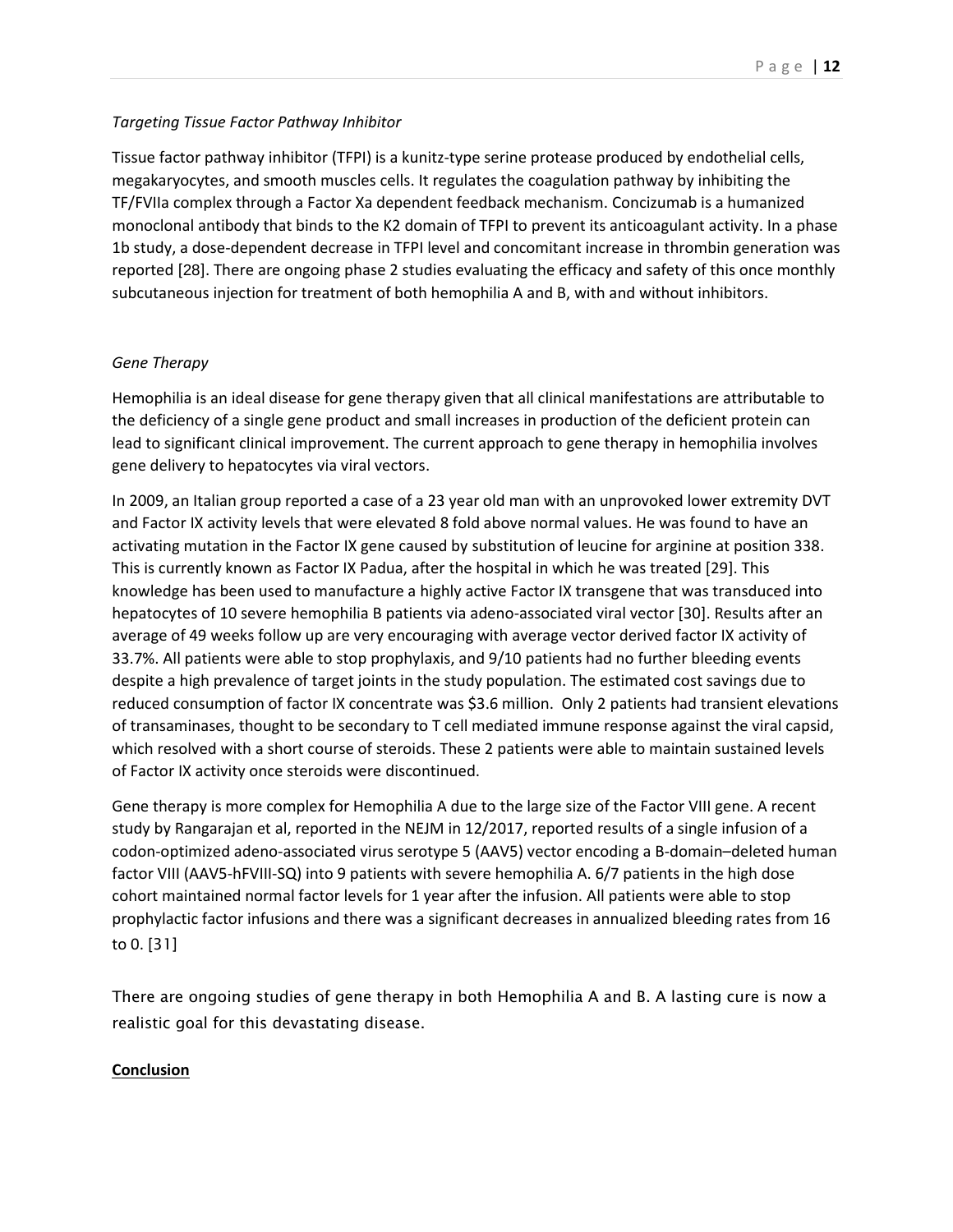*Targeting Tissue Factor Pathway Inhibitor*

Tissue factor pathway inhibitor (TFPI) is a kunitz-type serine protease produced by endothelial cells, megakaryocytes, and smooth muscles cells. It regulates the coagulation pathway by inhibiting the TF/FVIIa complex through a Factor Xa dependent feedback mechanism. Concizumab is a humanized monoclonal antibody that binds to the K2 domain of TFPI to prevent its anticoagulant activity. In a phase 1b study, a dose-dependent decrease in TFPI level and concomitant increase in thrombin generation was reported [28]. There are ongoing phase 2 studies evaluating the efficacy and safety of this once monthly subcutaneous injection for treatment of both hemophilia A and B, with and without inhibitors.

*Gene Therapy*

Hemophilia is an ideal disease for gene therapy given that all clinical manifestations are attributable to the deficiency of a single gene product and small increases in production of the deficient protein can lead to significant clinical improvement. The current approach to gene therapy in hemophilia involves gene delivery to hepatocytes via viral vectors.

In 2009, an Italian group reported a case of a 23 year old man with an unprovoked lower extremity DVT and Factor IX activity levels that were elevated 8 fold above normal values. He was found to have an activating mutation in the Factor IX gene caused by substitution of leucine for arginine at position 338. This is currently known as Factor IX Padua, after the hospital in which he was treated [29]. This knowledge has been used to manufacture a highly active Factor IX transgene that was transduced into hepatocytes of 10 severe hemophilia B patients via adeno-associated viral vector [30]. Results after an average of 49 weeks follow up are very encouraging with average vector derived factor IX activity of 33.7%. All patients were able to stop prophylaxis, and 9/10 patients had no further bleeding events despite a high prevalence of target joints in the study population. The estimated cost savings due to reduced consumption of factor IX concentrate was $3.6 million. Only 2 patients had transient elevations of transaminases, thought to be secondary to T cell mediated immune response against the viral capsid, which resolved with a short course of steroids. These 2 patients were able to maintain sustained levels of Factor IX activity once steroids were discontinued.

Gene therapy is more complex for Hemophilia A due to the large size of the Factor VIII gene. A recent study by Rangarajan et al, reported in the NEJM in 12/2017, reported results of a single infusion of a codon-optimized adeno-associated virus serotype 5 (AAV5) vector encoding a B-domain–deleted human factor VIII (AAV5-hFVIII-SQ) into 9 patients with severe hemophilia A. 6/7 patients in the high dose cohort maintained normal factor levels for 1 year after the infusion. All patients were able to stop prophylactic factor infusions and there was a significant decreases in annualized bleeding rates from 16 to 0. [31]

There are ongoing studies of gene therapy in both Hemophilia A and B. A lasting cure is now a realistic goal for this devastating disease.

## Conclusion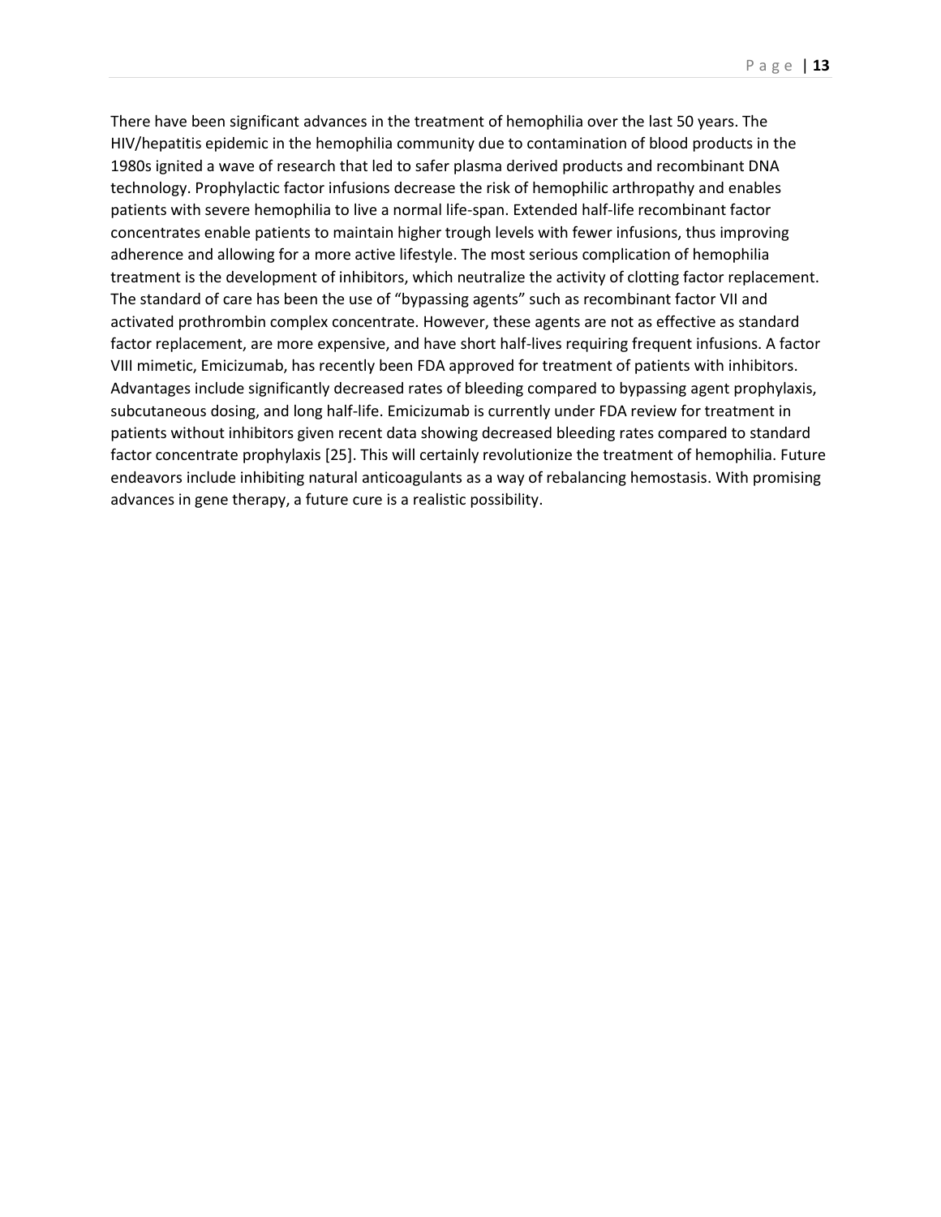There have been significant advances in the treatment of hemophilia over the last 50 years. The HIV/hepatitis epidemic in the hemophilia community due to contamination of blood products in the 1980s ignited a wave of research that led to safer plasma derived products and recombinant DNA technology. Prophylactic factor infusions decrease the risk of hemophilic arthropathy and enables patients with severe hemophilia to live a normal life-span. Extended half-life recombinant factor concentrates enable patients to maintain higher trough levels with fewer infusions, thus improving adherence and allowing for a more active lifestyle. The most serious complication of hemophilia treatment is the development of inhibitors, which neutralize the activity of clotting factor replacement. The standard of care has been the use of "bypassing agents" such as recombinant factor VII and activated prothrombin complex concentrate. However, these agents are not as effective as standard factor replacement, are more expensive, and have short half-lives requiring frequent infusions. A factor VIII mimetic, Emicizumab, has recently been FDA approved for treatment of patients with inhibitors. Advantages include significantly decreased rates of bleeding compared to bypassing agent prophylaxis, subcutaneous dosing, and long half-life. Emicizumab is currently under FDA review for treatment in patients without inhibitors given recent data showing decreased bleeding rates compared to standard factor concentrate prophylaxis [25]. This will certainly revolutionize the treatment of hemophilia. Future endeavors include inhibiting natural anticoagulants as a way of rebalancing hemostasis. With promising advances in gene therapy, a future cure is a realistic possibility.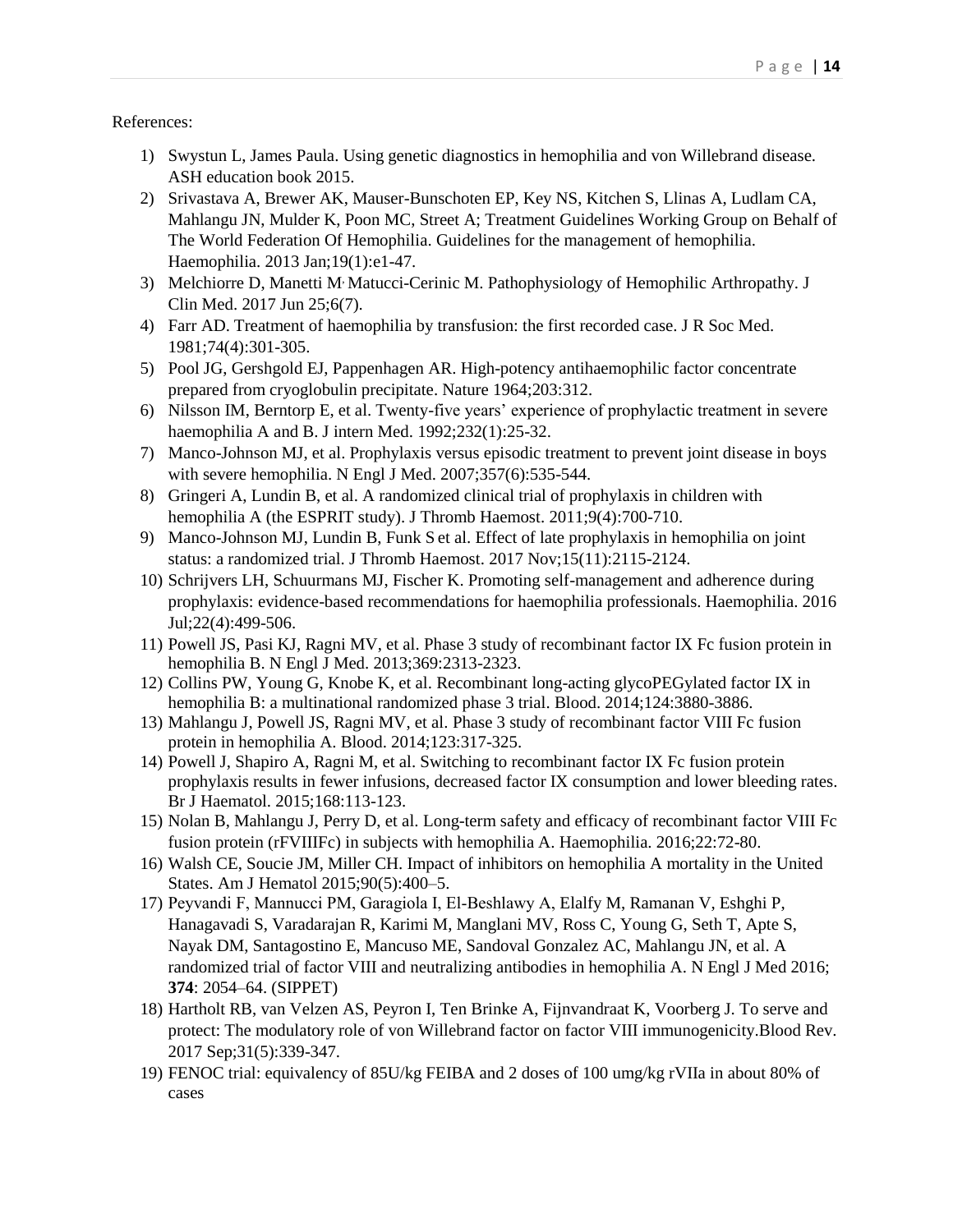References:

1) Swystun L, James Paula. Using genetic diagnostics in hemophilia and von Willebrand disease. ASH education book 2015.
2) Srivastava A, Brewer AK, Mauser-Bunschoten EP, Key NS, Kitchen S, Llinas A, Ludlam CA, Mahlangu JN, Mulder K, Poon MC, Street A; Treatment Guidelines Working Group on Behalf of The World Federation Of Hemophilia. Guidelines for the management of hemophilia. Haemophilia. 2013 Jan;19(1):e1-47.
3) Melchiorre D, Manetti M, Matucci-Cerinic M. Pathophysiology of Hemophilic Arthropathy. J Clin Med. 2017 Jun 25;6(7).
4) Farr AD. Treatment of haemophilia by transfusion: the first recorded case. J R Soc Med. 1981;74(4):301-305.
5) Pool JG, Gershgold EJ, Pappenhagen AR. High-potency antihaemophilic factor concentrate prepared from cryoglobulin precipitate. Nature 1964;203:312.
6) Nilsson IM, Berntorp E, et al. Twenty-five years' experience of prophylactic treatment in severe haemophilia A and B. J intern Med. 1992;232(1):25-32.
7) Manco-Johnson MJ, et al. Prophylaxis versus episodic treatment to prevent joint disease in boys with severe hemophilia. N Engl J Med. 2007;357(6):535-544.
8) Gringeri A, Lundin B, et al. A randomized clinical trial of prophylaxis in children with hemophilia A (the ESPRIT study). J Thromb Haemost. 2011;9(4):700-710.
9) Manco-Johnson MJ, Lundin B, Funk S et al. Effect of late prophylaxis in hemophilia on joint status: a randomized trial. J Thromb Haemost. 2017 Nov;15(11):2115-2124.
10) Schrijvers LH, Schuurmans MJ, Fischer K. Promoting self-management and adherence during prophylaxis: evidence-based recommendations for haemophilia professionals. Haemophilia. 2016 Jul;22(4):499-506.
11) Powell JS, Pasi KJ, Ragni MV, et al. Phase 3 study of recombinant factor IX Fc fusion protein in hemophilia B. N Engl J Med. 2013;369:2313-2323.
12) Collins PW, Young G, Knobe K, et al. Recombinant long-acting glycoPEGylated factor IX in hemophilia B: a multinational randomized phase 3 trial. Blood. 2014;124:3880-3886.
13) Mahlangu J, Powell JS, Ragni MV, et al. Phase 3 study of recombinant factor VIII Fc fusion protein in hemophilia A. Blood. 2014;123:317-325.
14) Powell J, Shapiro A, Ragni M, et al. Switching to recombinant factor IX Fc fusion protein prophylaxis results in fewer infusions, decreased factor IX consumption and lower bleeding rates. Br J Haematol. 2015;168:113-123.
15) Nolan B, Mahlangu J, Perry D, et al. Long-term safety and efficacy of recombinant factor VIII Fc fusion protein (rFVIIIFc) in subjects with hemophilia A. Haemophilia. 2016;22:72-80.
16) Walsh CE, Soucie JM, Miller CH. Impact of inhibitors on hemophilia A mortality in the United States. Am J Hematol 2015;90(5):400–5.
17) Peyvandi F, Mannucci PM, Garagiola I, El-Beshlawy A, Elalfy M, Ramanan V, Eshghi P, Hanagavadi S, Varadarajan R, Karimi M, Manglani MV, Ross C, Young G, Seth T, Apte S, Nayak DM, Santagostino E, Mancuso ME, Sandoval Gonzalez AC, Mahlangu JN, et al. A randomized trial of factor VIII and neutralizing antibodies in hemophilia A. N Engl J Med 2016; **374**: 2054–64. (SIPPET)
18) Hartholt RB, van Velzen AS, Peyron I, Ten Brinke A, Fijnvandraat K, Voorberg J. To serve and protect: The modulatory role of von Willebrand factor on factor VIII immunogenicity.Blood Rev. 2017 Sep;31(5):339-347.
19) FENOC trial: equivalency of 85U/kg FEIBA and 2 doses of 100 umg/kg rVIIa in about 80% of cases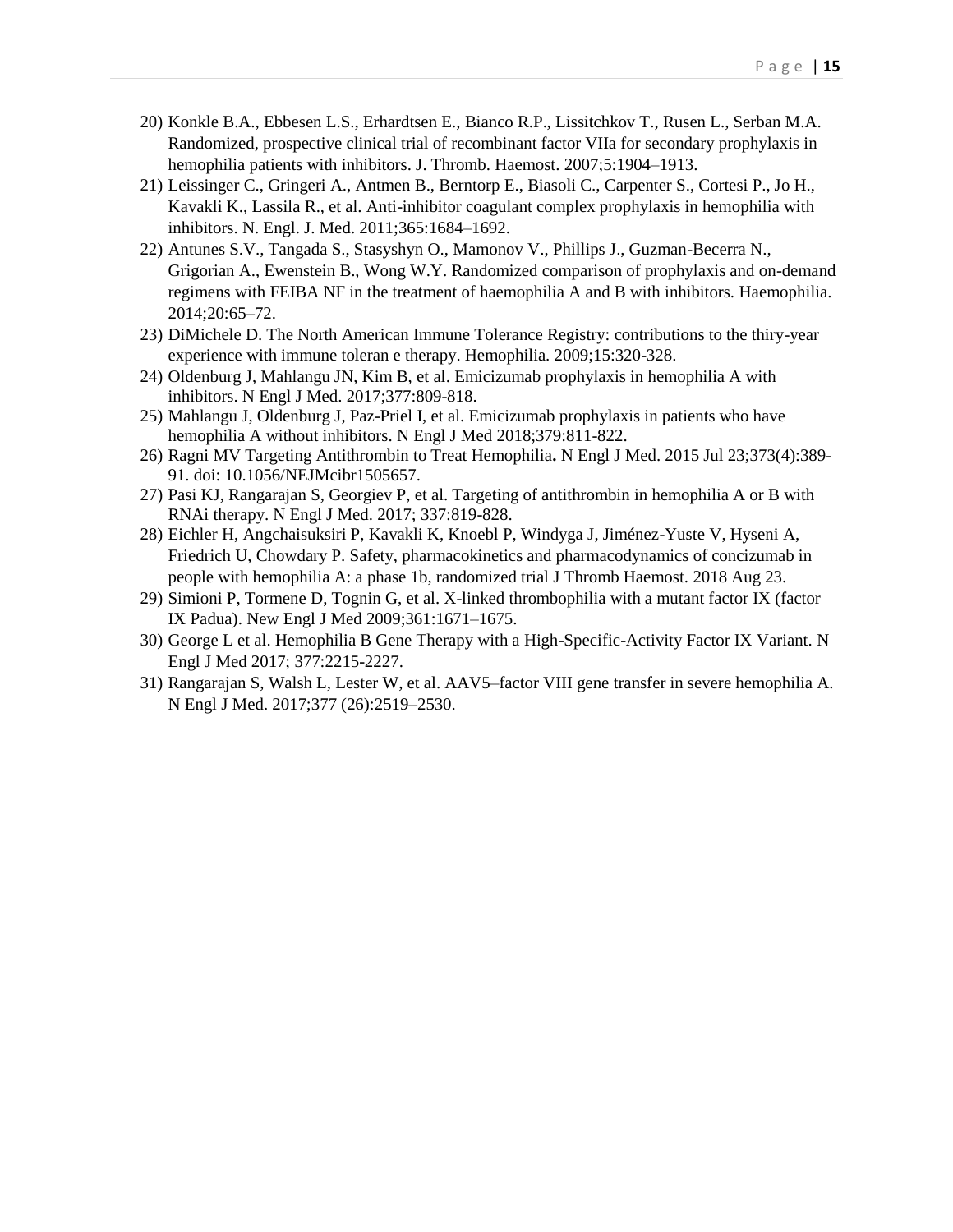20) Konkle B.A., Ebbesen L.S., Erhardtsen E., Bianco R.P., Lissitchkov T., Rusen L., Serban M.A. Randomized, prospective clinical trial of recombinant factor VIIa for secondary prophylaxis in hemophilia patients with inhibitors. J. Thromb. Haemost. 2007;5:1904–1913.
21) Leissinger C., Gringeri A., Antmen B., Berntorp E., Biasoli C., Carpenter S., Cortesi P., Jo H., Kavakli K., Lassila R., et al. Anti-inhibitor coagulant complex prophylaxis in hemophilia with inhibitors. N. Engl. J. Med. 2011;365:1684–1692.
22) Antunes S.V., Tangada S., Stasyshyn O., Mamonov V., Phillips J., Guzman-Becerra N., Grigorian A., Ewenstein B., Wong W.Y. Randomized comparison of prophylaxis and on-demand regimens with FEIBA NF in the treatment of haemophilia A and B with inhibitors. Haemophilia. 2014;20:65–72.
23) DiMichele D. The North American Immune Tolerance Registry: contributions to the thiry-year experience with immune toleran e therapy. Hemophilia. 2009;15:320-328.
24) Oldenburg J, Mahlangu JN, Kim B, et al. Emicizumab prophylaxis in hemophilia A with inhibitors. N Engl J Med. 2017;377:809-818.
25) Mahlangu J, Oldenburg J, Paz-Priel I, et al. Emicizumab prophylaxis in patients who have hemophilia A without inhibitors. N Engl J Med 2018;379:811-822.
26) Ragni MV Targeting Antithrombin to Treat Hemophilia**.** N Engl J Med. 2015 Jul 23;373(4):389-91. doi: 10.1056/NEJMcibr1505657.
27) Pasi KJ, Rangarajan S, Georgiev P, et al. Targeting of antithrombin in hemophilia A or B with RNAi therapy. N Engl J Med. 2017; 337:819-828.
28) Eichler H, Angchaisuksiri P, Kavakli K, Knoebl P, Windyga J, Jiménez-Yuste V, Hyseni A, Friedrich U, Chowdary P. Safety, pharmacokinetics and pharmacodynamics of concizumab in people with hemophilia A: a phase 1b, randomized trial J Thromb Haemost. 2018 Aug 23.
29) Simioni P, Tormene D, Tognin G, et al. X-linked thrombophilia with a mutant factor IX (factor IX Padua). New Engl J Med 2009;361:1671–1675.
30) George L et al. Hemophilia B Gene Therapy with a High-Specific-Activity Factor IX Variant. N Engl J Med 2017; 377:2215-2227.
31) Rangarajan S, Walsh L, Lester W, et al. AAV5–factor VIII gene transfer in severe hemophilia A. N Engl J Med. 2017;377 (26):2519–2530.